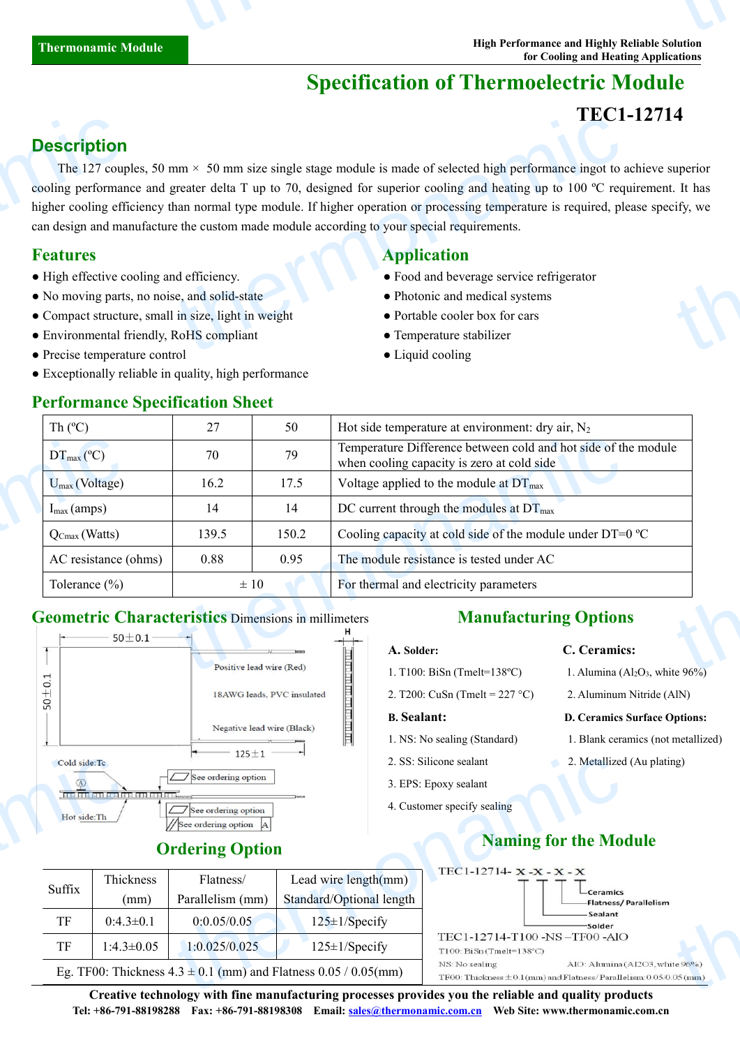Thermonamic Module

High Performance and Highly Reliable Solution for Cooling and Heating Applications

# Specification of Thermoelectric Module

## TEC1-12714

## Description

The 127 couples, 50 mm × 50 mm size single stage module is made of selected high performance ingot to achieve superior cooling performance and greater delta T up to 70, designed for superior cooling and heating up to 100 ºC requirement. It has higher cooling efficiency than normal type module. If higher operation or processing temperature is required, please specify, we can design and manufacture the custom made module according to your special requirements.

## Features

- High effective cooling and efficiency.
- No moving parts, no noise, and solid-state
- Compact structure, small in size, light in weight
- Environmental friendly, RoHS compliant
- Precise temperature control
- Exceptionally reliable in quality, high performance

## Application

- Food and beverage service refrigerator
- Photonic and medical systems
- Portable cooler box for cars
- Temperature stabilizer
- Liquid cooling

## Performance Specification Sheet

| Th (ºC) | 27 | 50 | Hot side temperature at environment: dry air, $N_2$ |
|---|---|---|---|
| $DT_{max}$ (ºC) | 70 | 79 | Temperature Difference between cold and hot side of the module when cooling capacity is zero at cold side |
| $U_{max}$ (Voltage) | 16.2 | 17.5 | Voltage applied to the module at $DT_{max}$ |
| $I_{max}$ (amps) | 14 | 14 | DC current through the modules at $DT_{max}$ |
| $Q_{Cmax}$ (Watts) | 139.5 | 150.2 | Cooling capacity at cold side of the module under DT=0 ºC |
| AC resistance (ohms) | 0.88 | 0.95 | The module resistance is tested under AC |
| Tolerance (%) | ± 10 | | For thermal and electricity parameters |

## Geometric Characteristics Dimensions in millimeters

50±0.1; 50±0.1; H; Positive lead wire (Red); 18AWG leads, PVC insulated; Negative lead wire (Black); 125±1; Cold side:Tc; Hot side:Th; See ordering option; See ordering option; See ordering option A

## Manufacturing Options

**A. Solder:**

1. T100: BiSn (Tmelt=138ºC)
2. T200: CuSn (Tmelt = 227 °C)

**B. Sealant:**

1. NS: No sealing (Standard)
2. SS: Silicone sealant
3. EPS: Epoxy sealant
4. Customer specify sealing

**C. Ceramics:**

1. Alumina ($Al_2O_3$, white 96%)
2. Aluminum Nitride (AlN)

**D. Ceramics Surface Options:**

1. Blank ceramics (not metallized)
2. Metallized (Au plating)

## Ordering Option

| Suffix | Thickness (mm) | Flatness/ Parallelism (mm) | Lead wire length(mm) Standard/Optional length |
|---|---|---|---|
| TF | 0:4.3±0.1 | 0:0.05/0.05 | 125±1/Specify |
| TF | 1:4.3±0.05 | 1:0.025/0.025 | 125±1/Specify |
| Eg. TF00: Thickness 4.3 ± 0.1 (mm) and Flatness 0.05 / 0.05(mm) | | | |

## Naming for the Module

TEC1-12714- X -X - X - X

- Ceramics
- Flatness/ Parallelism
- Sealant
- Solder

TEC1-12714-T100 -NS –TF00 -AIO

T100: BiSn (Tmelt=138°C)

NS: No sealing

AIO: Alumina (Al2O3, white 96%)

TF00: Thickness ±0.1(mm) and Flatness/Parallelism:0.05/0.05 (mm)

**Creative technology with fine manufacturing processes provides you the reliable and quality products**

**Tel: +86-791-88198288 Fax: +86-791-88198308 Email: sales@thermonamic.com.cn Web Site: www.thermonamic.com.cn**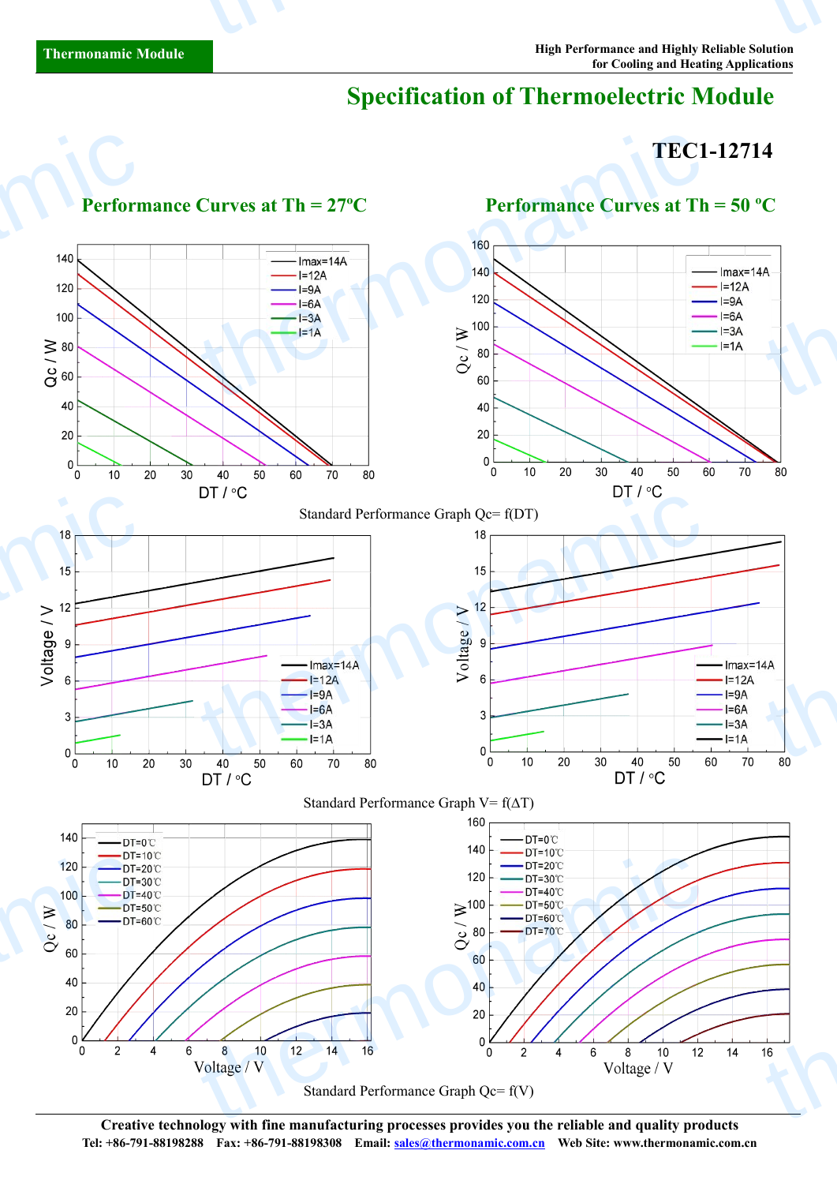# Specification of Thermoelectric Module

## TEC1-12714

### Performance Curves at Th = 27ºC

### Performance Curves at Th = 50 ºC

Standard Performance Graph Qc= f(DT)

Standard Performance Graph V= f(ΔT)

Standard Performance Graph Qc= f(V)

**Creative technology with fine manufacturing processes provides you the reliable and quality products**

**Tel: +86-791-88198288 Fax: +86-791-88198308 Email: sales@thermonamic.com.cn Web Site: www.thermonamic.com.cn**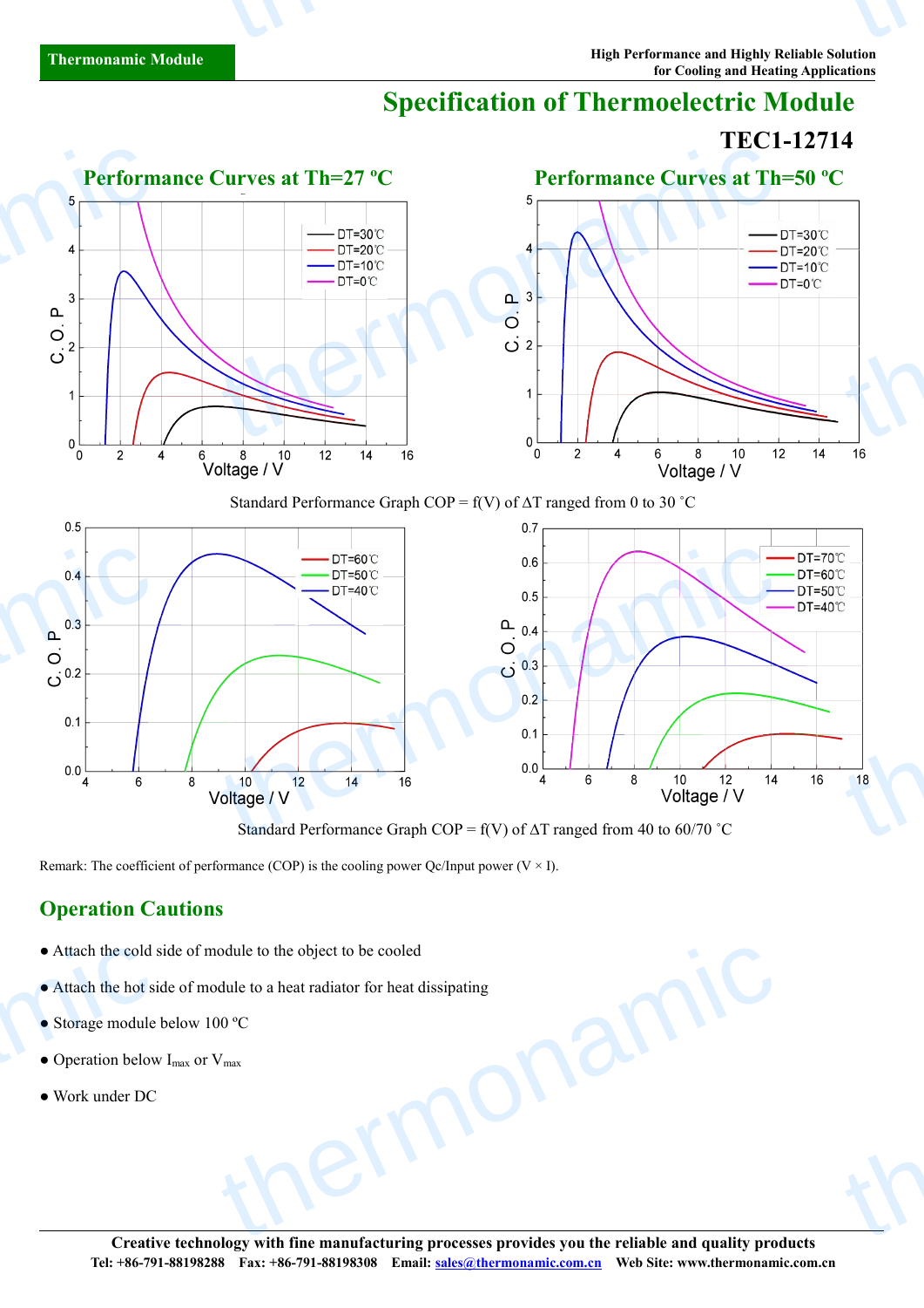# Specification of Thermoelectric Module

## TEC1-12714

### Performance Curves at Th=27 ºC

5
4
3
2
1
0
C. O. P
0 2 4 6 8 10 12 14 16
Voltage / V
DT=30℃
DT=20℃
DT=10℃
DT=0℃

### Performance Curves at Th=50 ºC

5
4
3
2
1
0
C. O. P
0 2 4 6 8 10 12 14 16
Voltage / V
DT=30℃
DT=20℃
DT=10℃
DT=0℃

Standard Performance Graph COP = f(V) of ΔT ranged from 0 to 30 ˚C

0.5
0.4
0.3
0.2
0.1
0.0
C. O. P
4 6 8 10 12 14 16
Voltage / V
DT=60℃
DT=50℃
DT=40℃

0.7
0.6
0.5
0.4
0.3
0.2
0.1
0.0
C. O. P
4 6 8 10 12 14 16 18
Voltage / V
DT=70℃
DT=60℃
DT=50℃
DT=40℃

Standard Performance Graph COP = f(V) of ΔT ranged from 40 to 60/70 ˚C

Remark: The coefficient of performance (COP) is the cooling power Qc/Input power (V × I).

## Operation Cautions

- Attach the cold side of module to the object to be cooled
- Attach the hot side of module to a heat radiator for heat dissipating
- Storage module below 100 ºC
- Operation below $I_{max}$ or $V_{max}$
- Work under DC

**Creative technology with fine manufacturing processes provides you the reliable and quality products**

**Tel: +86-791-88198288 Fax: +86-791-88198308 Email: sales@thermonamic.com.cn Web Site: www.thermonamic.com.cn**